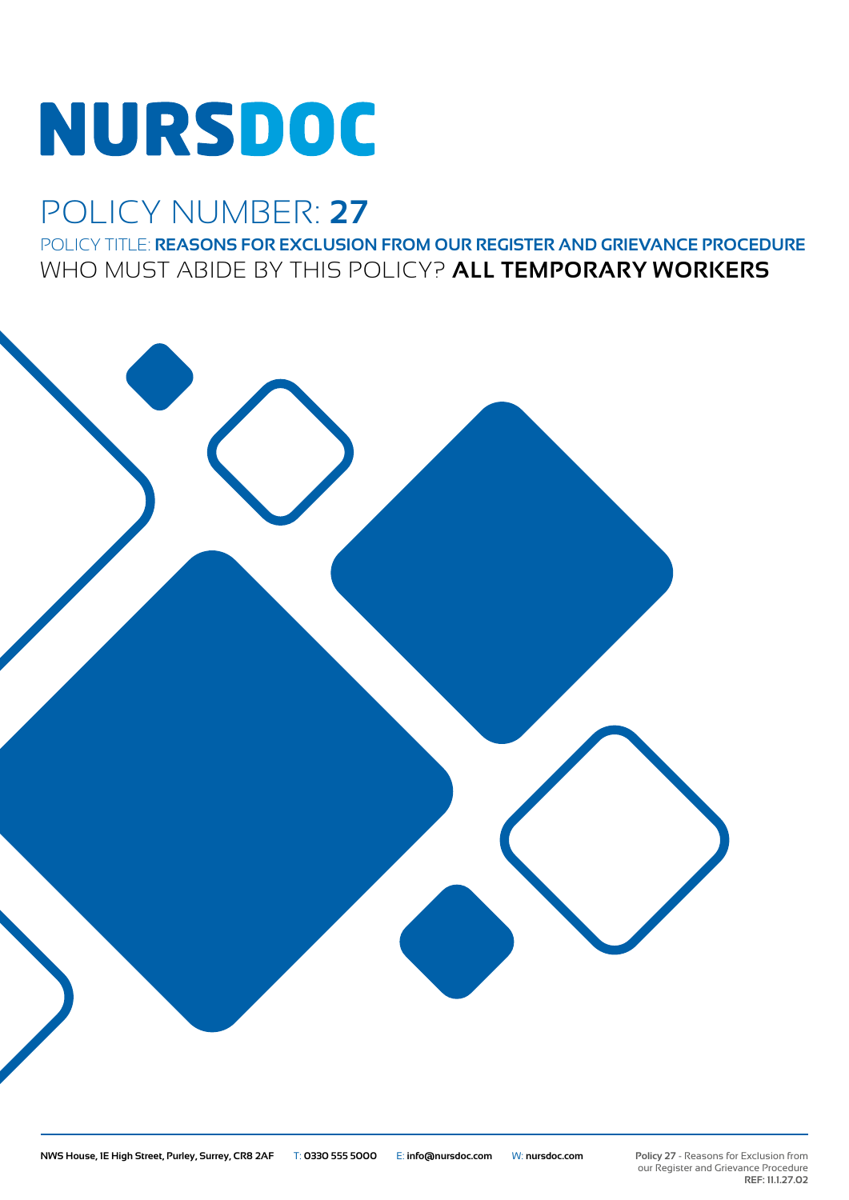# NURSDOC

## POLICY NUMBER: **27**

POLICY TITLE: **REASONS FOR EXCLUSION FROM OUR REGISTER AND GRIEVANCE PROCEDURE**

WHO MUST ABIDE BY THIS POLICY? **ALL TEMPORARY WORKERS**

**NWS House, 1E High Street, Purley, Surrey, CR8 2AF** T: **0330 555 5000** E: **info@nursdoc.com** W: **nursdoc.com**

**Policy 27** - Reasons for Exclusion from our Register and Grievance Procedure
**REF: 11.1.27.02**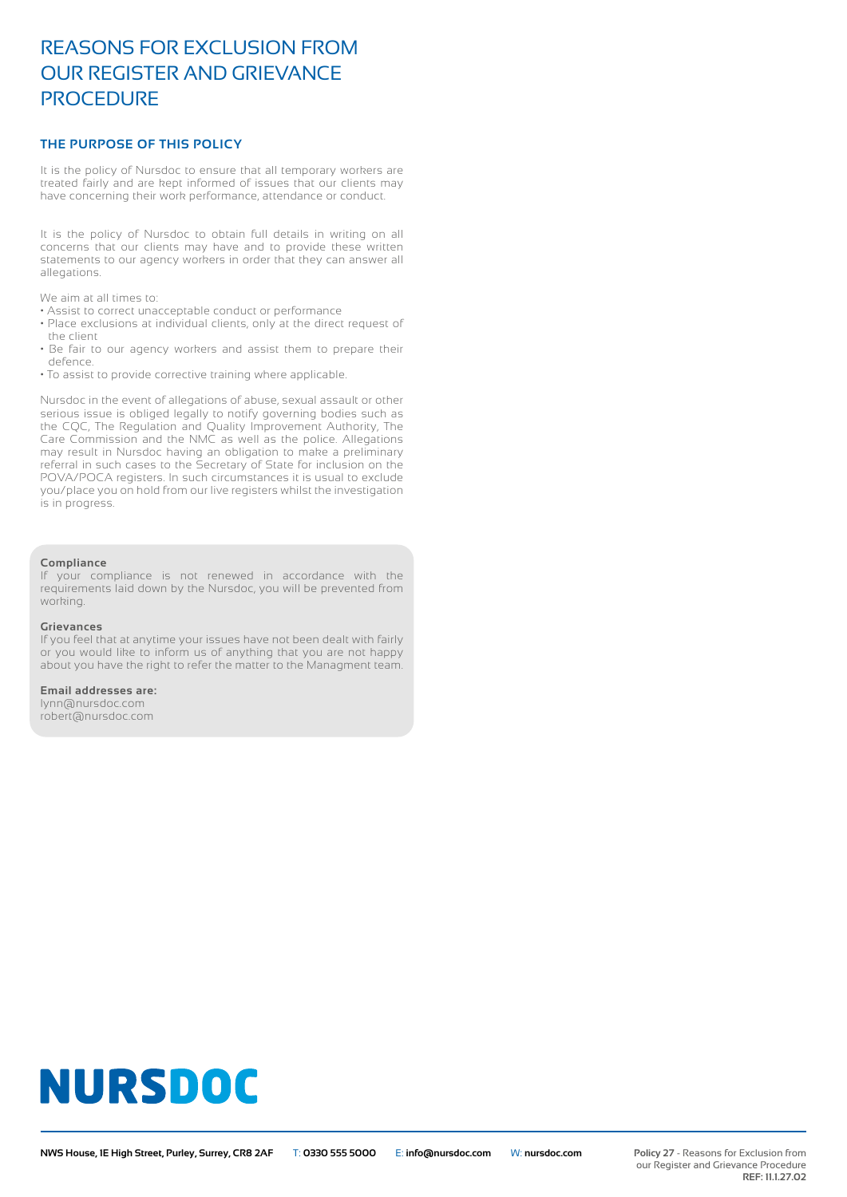# REASONS FOR EXCLUSION FROM OUR REGISTER AND GRIEVANCE PROCEDURE

## THE PURPOSE OF THIS POLICY

It is the policy of Nursdoc to ensure that all temporary workers are treated fairly and are kept informed of issues that our clients may have concerning their work performance, attendance or conduct.

It is the policy of Nursdoc to obtain full details in writing on all concerns that our clients may have and to provide these written statements to our agency workers in order that they can answer all allegations.

We aim at all times to:

- Assist to correct unacceptable conduct or performance
- Place exclusions at individual clients, only at the direct request of the client
- Be fair to our agency workers and assist them to prepare their defence.
- To assist to provide corrective training where applicable.

Nursdoc in the event of allegations of abuse, sexual assault or other serious issue is obliged legally to notify governing bodies such as the CQC, The Regulation and Quality Improvement Authority, The Care Commission and the NMC as well as the police. Allegations may result in Nursdoc having an obligation to make a preliminary referral in such cases to the Secretary of State for inclusion on the POVA/POCA registers. In such circumstances it is usual to exclude you/place you on hold from our live registers whilst the investigation is in progress.

**Compliance**
If your compliance is not renewed in accordance with the requirements laid down by the Nursdoc, you will be prevented from working.

**Grievances**
If you feel that at anytime your issues have not been dealt with fairly or you would like to inform us of anything that you are not happy about you have the right to refer the matter to the Managment team.

**Email addresses are:**
lynn@nursdoc.com
robert@nursdoc.com

NURSDOC

NWS House, 1E High Street, Purley, Surrey, CR8 2AF T: 0330 555 5000 E: info@nursdoc.com W: nursdoc.com

Policy 27 - Reasons for Exclusion from our Register and Grievance Procedure
REF: 11.1.27.02